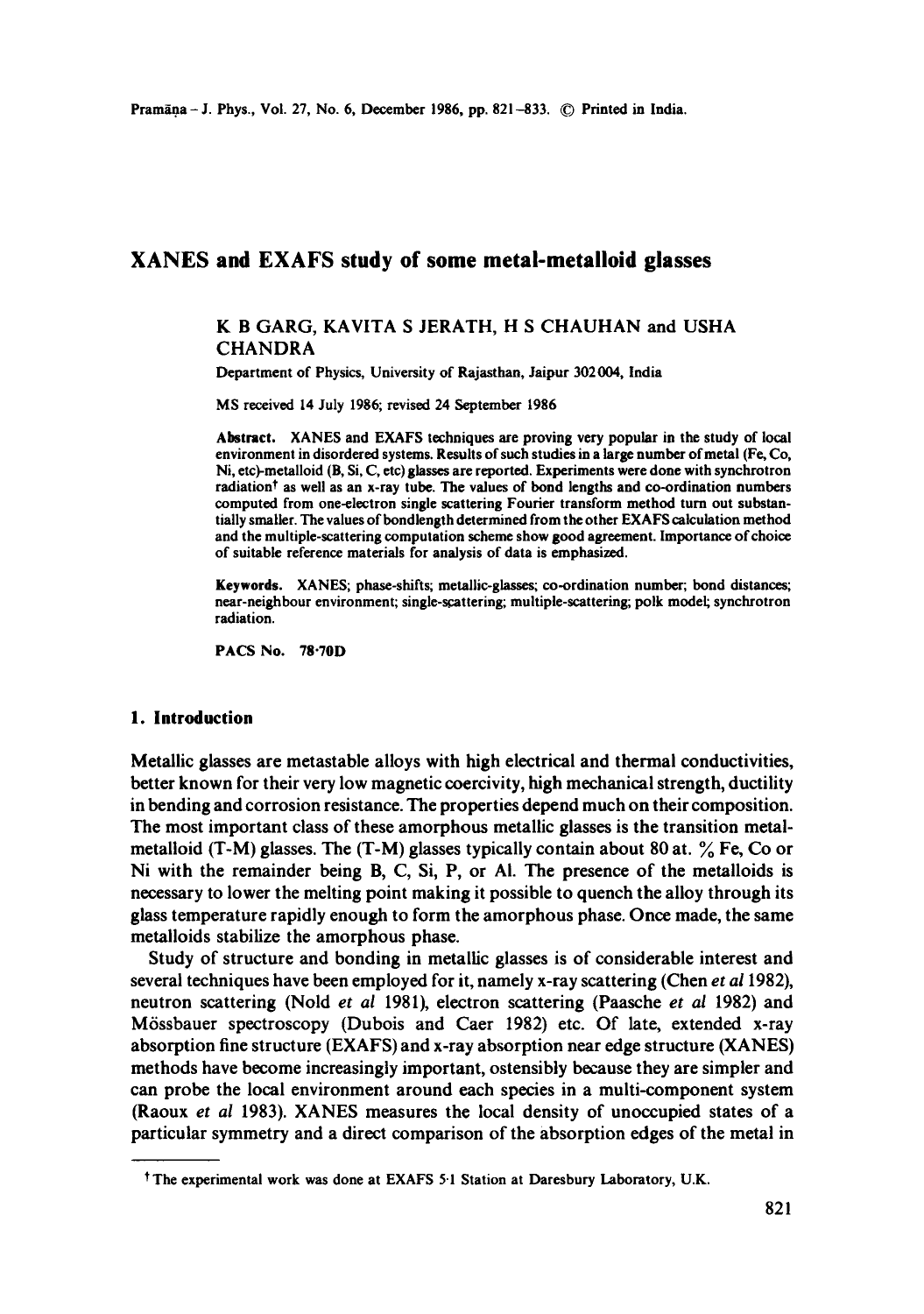# XANES and EXAFS study of some metal-metalloid glasses

K B GARG, KAVITA S JERATH, H S CHAUHAN and USHA CHANDRA

Department of Physics, University of Rajasthan, Jaipur 302004, India

MS received 14 July 1986; revised 24 September 1986

**Abstract.** XANES and EXAFS techniques are proving very popular in the study of local environment in disordered systems. Results of such studies in a large number of metal (Fe, Co, Ni, etc)-metalloid (B, Si, C, etc) glasses are reported. Experiments were done with synchrotron radiation† as well as an x-ray tube. The values of bond lengths and co-ordination numbers computed from one-electron single scattering Fourier transform method turn out substantially smaller. The values of bondlength determined from the other EXAFS calculation method and the multiple-scattering computation scheme show good agreement. Importance of choice of suitable reference materials for analysis of data is emphasized.

**Keywords.** XANES; phase-shifts; metallic-glasses; co-ordination number; bond distances; near-neighbour environment; single-scattering; multiple-scattering; polk model; synchrotron radiation.

**PACS No.** 78·70D

## 1. Introduction

Metallic glasses are metastable alloys with high electrical and thermal conductivities, better known for their very low magnetic coercivity, high mechanical strength, ductility in bending and corrosion resistance. The properties depend much on their composition. The most important class of these amorphous metallic glasses is the transition metal-metalloid (T-M) glasses. The (T-M) glasses typically contain about 80 at. % Fe, Co or Ni with the remainder being B, C, Si, P, or Al. The presence of the metalloids is necessary to lower the melting point making it possible to quench the alloy through its glass temperature rapidly enough to form the amorphous phase. Once made, the same metalloids stabilize the amorphous phase.

Study of structure and bonding in metallic glasses is of considerable interest and several techniques have been employed for it, namely x-ray scattering (Chen *et al* 1982), neutron scattering (Nold *et al* 1981), electron scattering (Paasche *et al* 1982) and Mössbauer spectroscopy (Dubois and Caer 1982) etc. Of late, extended x-ray absorption fine structure (EXAFS) and x-ray absorption near edge structure (XANES) methods have become increasingly important, ostensibly because they are simpler and can probe the local environment around each species in a multi-component system (Raoux *et al* 1983). XANES measures the local density of unoccupied states of a particular symmetry and a direct comparison of the absorption edges of the metal in

† The experimental work was done at EXAFS 5·1 Station at Daresbury Laboratory, U.K.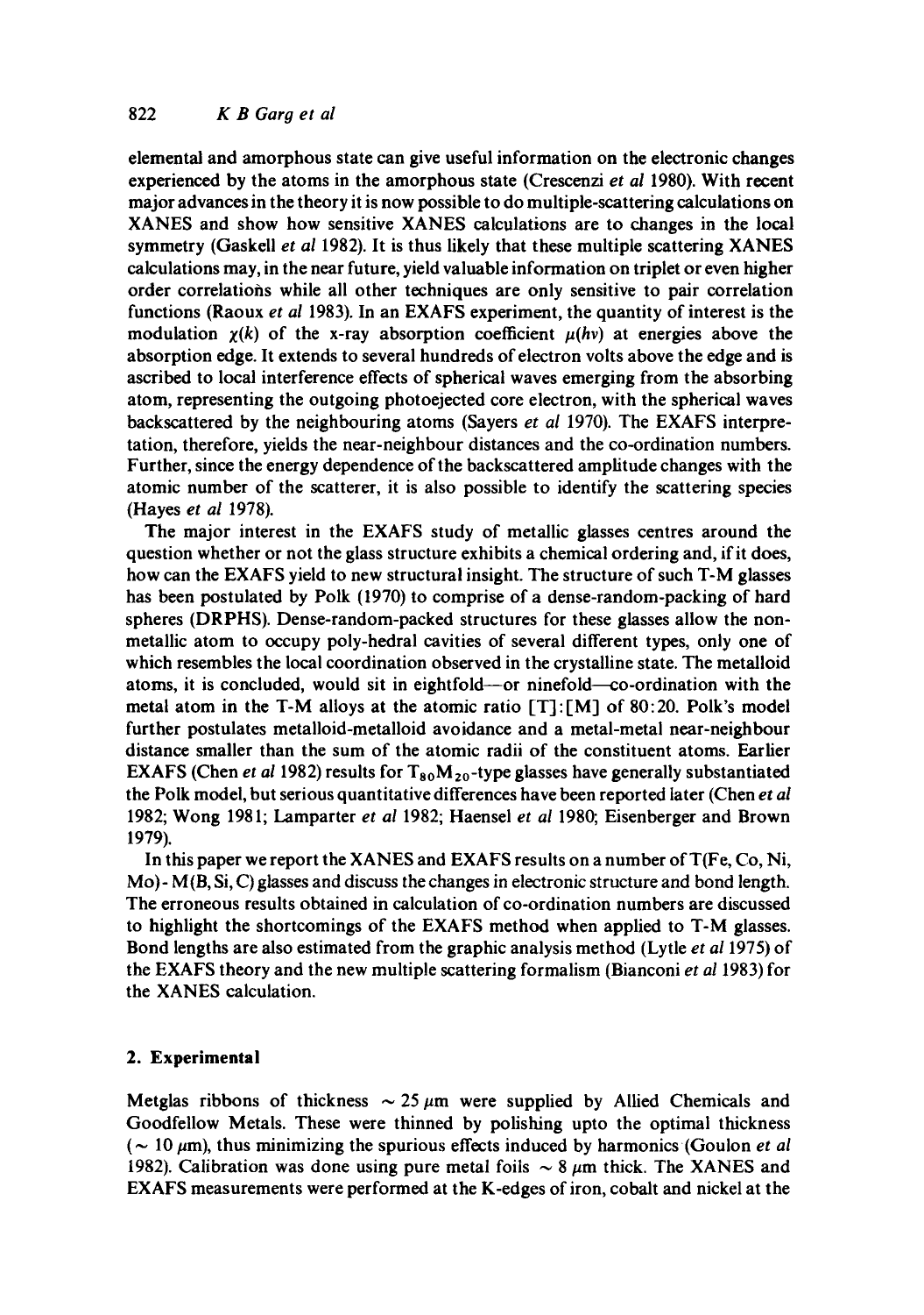elemental and amorphous state can give useful information on the electronic changes experienced by the atoms in the amorphous state (Crescenzi *et al* 1980). With recent major advances in the theory it is now possible to do multiple-scattering calculations on XANES and show how sensitive XANES calculations are to changes in the local symmetry (Gaskell *et al* 1982). It is thus likely that these multiple scattering XANES calculations may, in the near future, yield valuable information on triplet or even higher order correlations while all other techniques are only sensitive to pair correlation functions (Raoux *et al* 1983). In an EXAFS experiment, the quantity of interest is the modulation $\chi(k)$ of the x-ray absorption coefficient $\mu(h\nu)$ at energies above the absorption edge. It extends to several hundreds of electron volts above the edge and is ascribed to local interference effects of spherical waves emerging from the absorbing atom, representing the outgoing photoejected core electron, with the spherical waves backscattered by the neighbouring atoms (Sayers *et al* 1970). The EXAFS interpretation, therefore, yields the near-neighbour distances and the co-ordination numbers. Further, since the energy dependence of the backscattered amplitude changes with the atomic number of the scatterer, it is also possible to identify the scattering species (Hayes *et al* 1978).

The major interest in the EXAFS study of metallic glasses centres around the question whether or not the glass structure exhibits a chemical ordering and, if it does, how can the EXAFS yield to new structural insight. The structure of such T-M glasses has been postulated by Polk (1970) to comprise of a dense-random-packing of hard spheres (DRPHS). Dense-random-packed structures for these glasses allow the non-metallic atom to occupy poly-hedral cavities of several different types, only one of which resembles the local coordination observed in the crystalline state. The metalloid atoms, it is concluded, would sit in eightfold—or ninefold—co-ordination with the metal atom in the T-M alloys at the atomic ratio [T]:[M] of 80:20. Polk's model further postulates metalloid-metalloid avoidance and a metal-metal near-neighbour distance smaller than the sum of the atomic radii of the constituent atoms. Earlier EXAFS (Chen *et al* 1982) results for $T_{80}M_{20}$-type glasses have generally substantiated the Polk model, but serious quantitative differences have been reported later (Chen *et al* 1982; Wong 1981; Lamparter *et al* 1982; Haensel *et al* 1980; Eisenberger and Brown 1979).

In this paper we report the XANES and EXAFS results on a number of T(Fe, Co, Ni, Mo) - M(B, Si, C) glasses and discuss the changes in electronic structure and bond length. The erroneous results obtained in calculation of co-ordination numbers are discussed to highlight the shortcomings of the EXAFS method when applied to T-M glasses. Bond lengths are also estimated from the graphic analysis method (Lytle *et al* 1975) of the EXAFS theory and the new multiple scattering formalism (Bianconi *et al* 1983) for the XANES calculation.

## 2. Experimental

Metglas ribbons of thickness $\sim 25\,\mu$m were supplied by Allied Chemicals and Goodfellow Metals. These were thinned by polishing upto the optimal thickness ($\sim 10\,\mu$m), thus minimizing the spurious effects induced by harmonics (Goulon *et al* 1982). Calibration was done using pure metal foils $\sim 8\,\mu$m thick. The XANES and EXAFS measurements were performed at the K-edges of iron, cobalt and nickel at the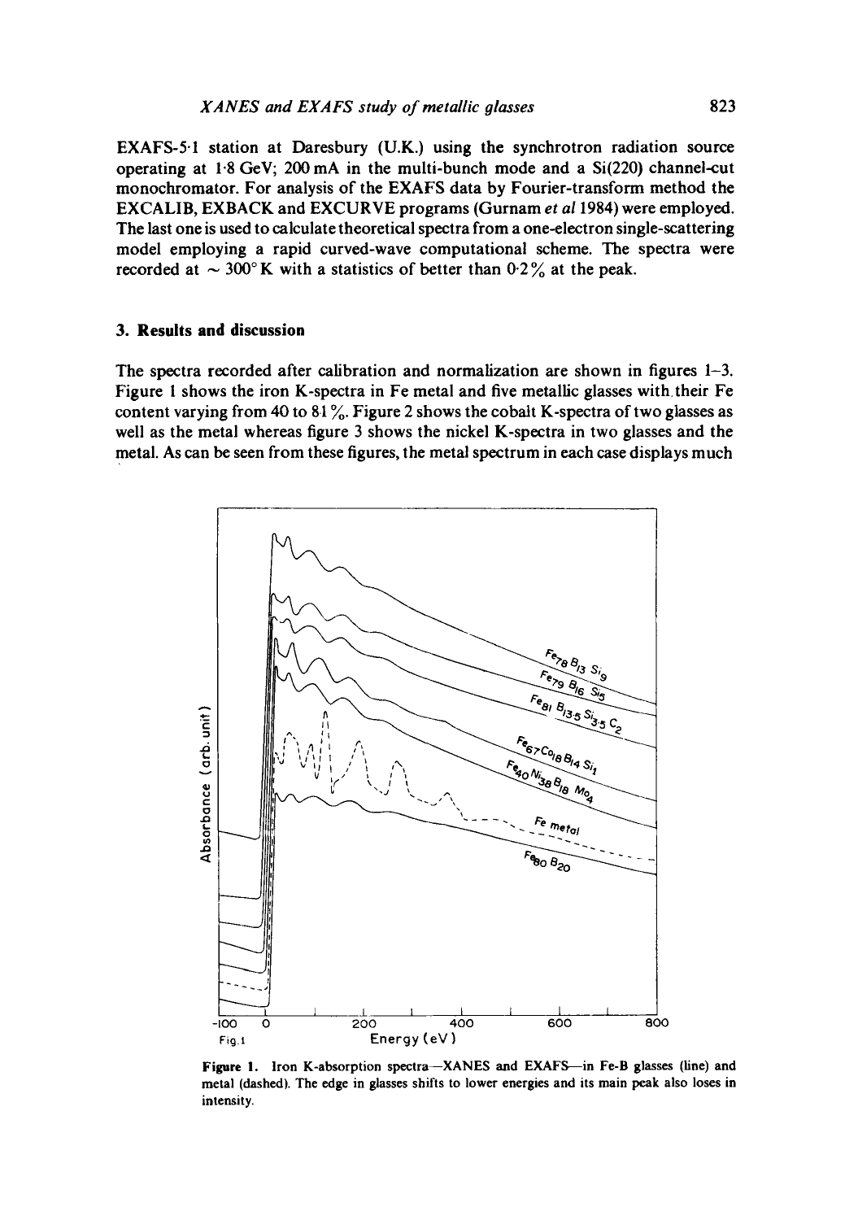EXAFS-5·1 station at Daresbury (U.K.) using the synchrotron radiation source operating at 1·8 GeV; 200 mA in the multi-bunch mode and a Si(220) channel-cut monochromator. For analysis of the EXAFS data by Fourier-transform method the EXCALIB, EXBACK and EXCURVE programs (Gurnam *et al* 1984) were employed. The last one is used to calculate theoretical spectra from a one-electron single-scattering model employing a rapid curved-wave computational scheme. The spectra were recorded at ~ 300° K with a statistics of better than 0·2 % at the peak.

## 3. Results and discussion

The spectra recorded after calibration and normalization are shown in figures 1–3. Figure 1 shows the iron K-spectra in Fe metal and five metallic glasses with their Fe content varying from 40 to 81 %. Figure 2 shows the cobalt K-spectra of two glasses as well as the metal whereas figure 3 shows the nickel K-spectra in two glasses and the metal. As can be seen from these figures, the metal spectrum in each case displays much

**Figure 1.** Iron K-absorption spectra—XANES and EXAFS—in Fe-B glasses (line) and metal (dashed). The edge in glasses shifts to lower energies and its main peak also loses in intensity.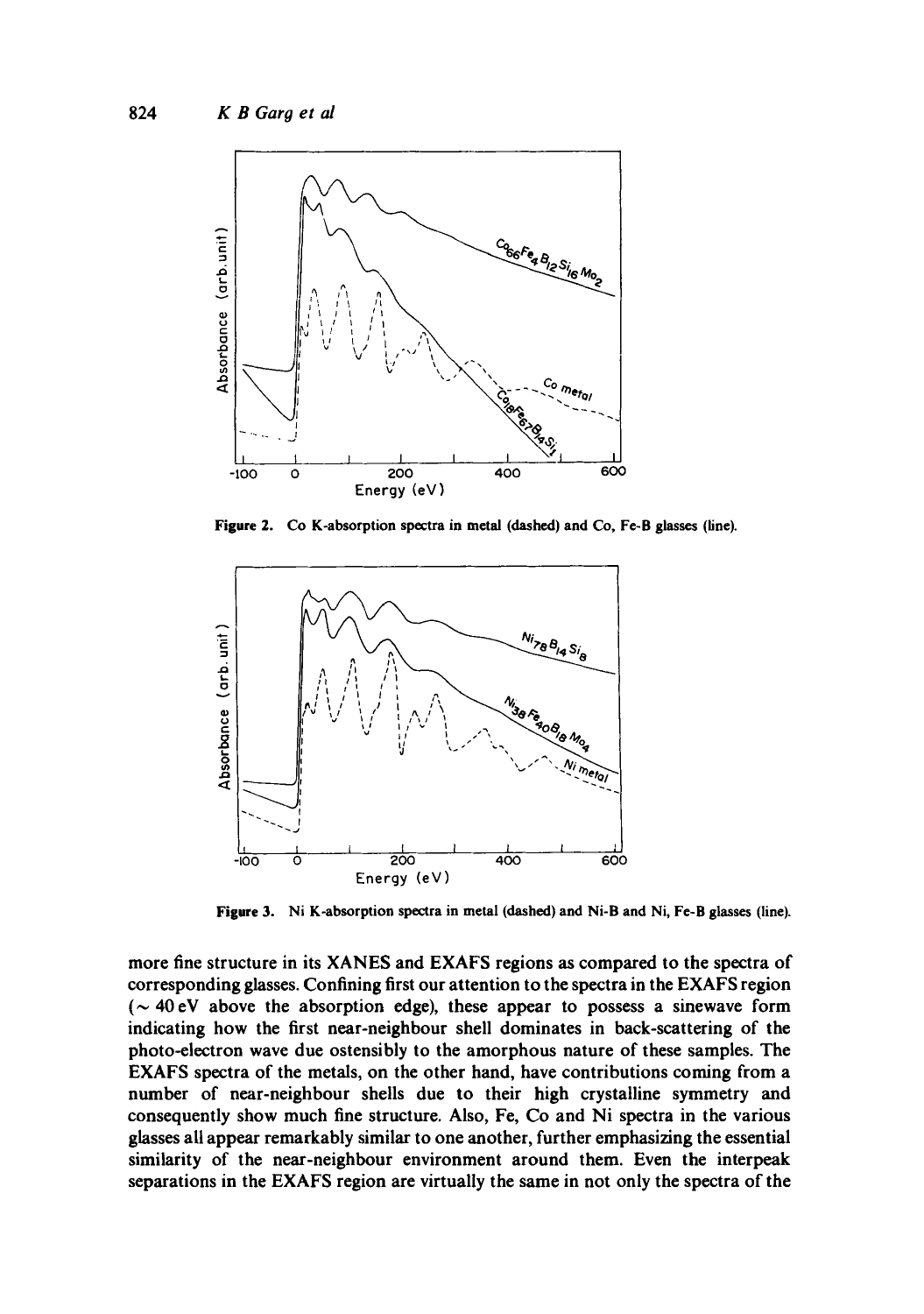Figure 2. Co K-absorption spectra in metal (dashed) and Co, Fe-B glasses (line).

Figure 3. Ni K-absorption spectra in metal (dashed) and Ni-B and Ni, Fe-B glasses (line).

more fine structure in its XANES and EXAFS regions as compared to the spectra of corresponding glasses. Confining first our attention to the spectra in the EXAFS region ($\sim 40$ eV above the absorption edge), these appear to possess a sinewave form indicating how the first near-neighbour shell dominates in back-scattering of the photo-electron wave due ostensibly to the amorphous nature of these samples. The EXAFS spectra of the metals, on the other hand, have contributions coming from a number of near-neighbour shells due to their high crystalline symmetry and consequently show much fine structure. Also, Fe, Co and Ni spectra in the various glasses all appear remarkably similar to one another, further emphasizing the essential similarity of the near-neighbour environment around them. Even the interpeak separations in the EXAFS region are virtually the same in not only the spectra of the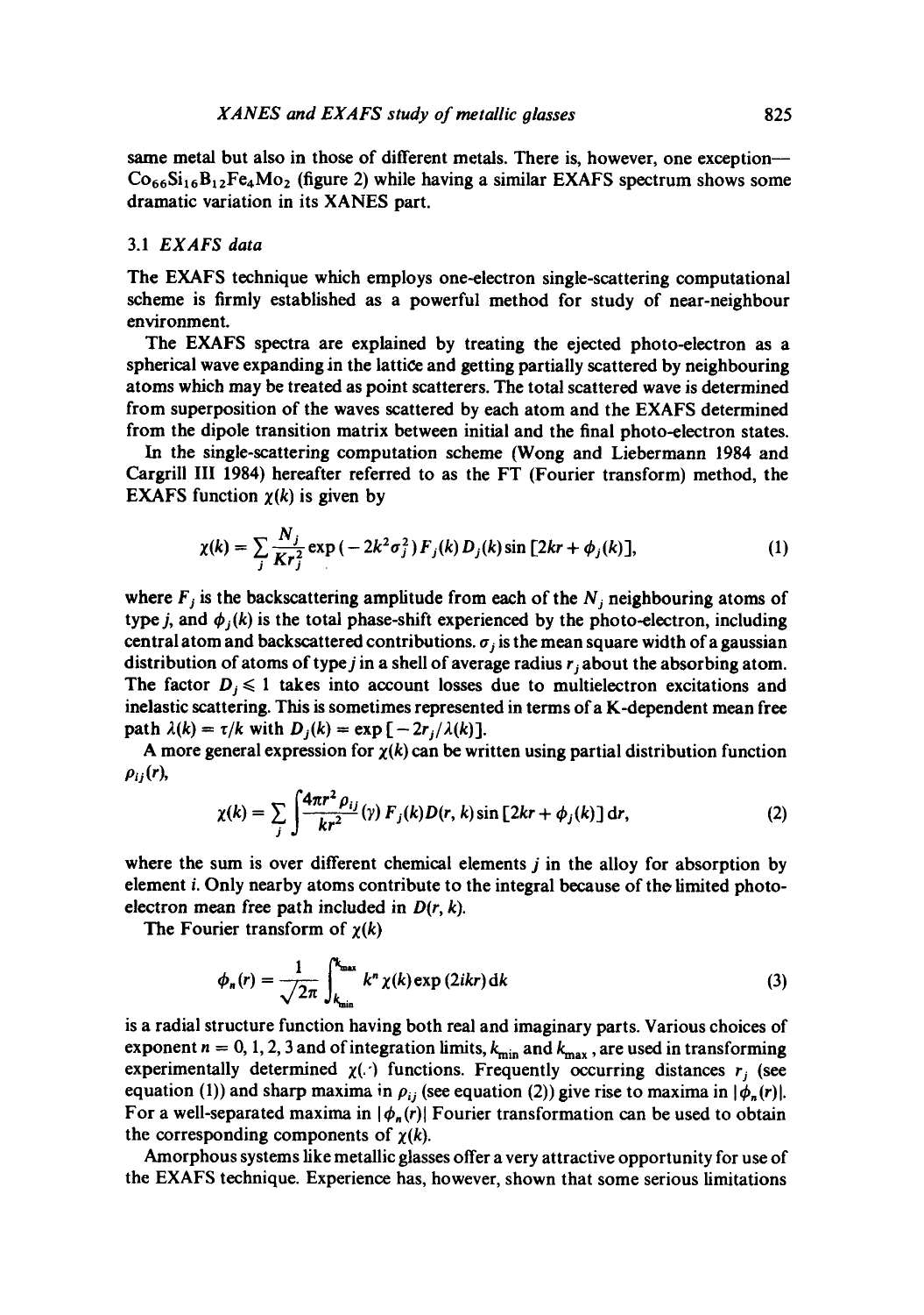same metal but also in those of different metals. There is, however, one exception—$Co_{66}Si_{16}B_{12}Fe_4Mo_2$ (figure 2) while having a similar EXAFS spectrum shows some dramatic variation in its XANES part.

### 3.1 *EXAFS data*

The EXAFS technique which employs one-electron single-scattering computational scheme is firmly established as a powerful method for study of near-neighbour environment.

The EXAFS spectra are explained by treating the ejected photo-electron as a spherical wave expanding in the lattice and getting partially scattered by neighbouring atoms which may be treated as point scatterers. The total scattered wave is determined from superposition of the waves scattered by each atom and the EXAFS determined from the dipole transition matrix between initial and the final photo-electron states.

In the single-scattering computation scheme (Wong and Liebermann 1984 and Cargrill III 1984) hereafter referred to as the FT (Fourier transform) method, the EXAFS function $\chi(k)$ is given by

$$\chi(k) = \sum_j \frac{N_j}{Kr_j^2} \exp(-2k^2\sigma_j^2) F_j(k) D_j(k) \sin[2kr + \phi_j(k)], \tag{1}$$

where $F_j$ is the backscattering amplitude from each of the $N_j$ neighbouring atoms of type $j$, and $\phi_j(k)$ is the total phase-shift experienced by the photo-electron, including central atom and backscattered contributions. $\sigma_j$ is the mean square width of a gaussian distribution of atoms of type $j$ in a shell of average radius $r_j$ about the absorbing atom. The factor $D_j \leqslant 1$ takes into account losses due to multielectron excitations and inelastic scattering. This is sometimes represented in terms of a K-dependent mean free path $\lambda(k) = \tau/k$ with $D_j(k) = \exp[-2r_j/\lambda(k)]$.

A more general expression for $\chi(k)$ can be written using partial distribution function $\rho_{ij}(r)$,

$$\chi(k) = \sum_j \int \frac{4\pi r^2 \rho_{ij}}{kr^2}(\gamma) F_j(k) D(r, k) \sin[2kr + \phi_j(k)] \, \mathrm{d}r, \tag{2}$$

where the sum is over different chemical elements $j$ in the alloy for absorption by element $i$. Only nearby atoms contribute to the integral because of the limited photo-electron mean free path included in $D(r, k)$.

The Fourier transform of $\chi(k)$

$$\phi_n(r) = \frac{1}{\sqrt{2\pi}} \int_{k_{\min}}^{k_{\max}} k^n \chi(k) \exp(2ikr) \, \mathrm{d}k \tag{3}$$

is a radial structure function having both real and imaginary parts. Various choices of exponent $n = 0, 1, 2, 3$ and of integration limits, $k_{\min}$ and $k_{\max}$, are used in transforming experimentally determined $\chi(\cdot)$ functions. Frequently occurring distances $r_j$ (see equation (1)) and sharp maxima in $\rho_{ij}$ (see equation (2)) give rise to maxima in $|\phi_n(r)|$. For a well-separated maxima in $|\phi_n(r)|$ Fourier transformation can be used to obtain the corresponding components of $\chi(k)$.

Amorphous systems like metallic glasses offer a very attractive opportunity for use of the EXAFS technique. Experience has, however, shown that some serious limitations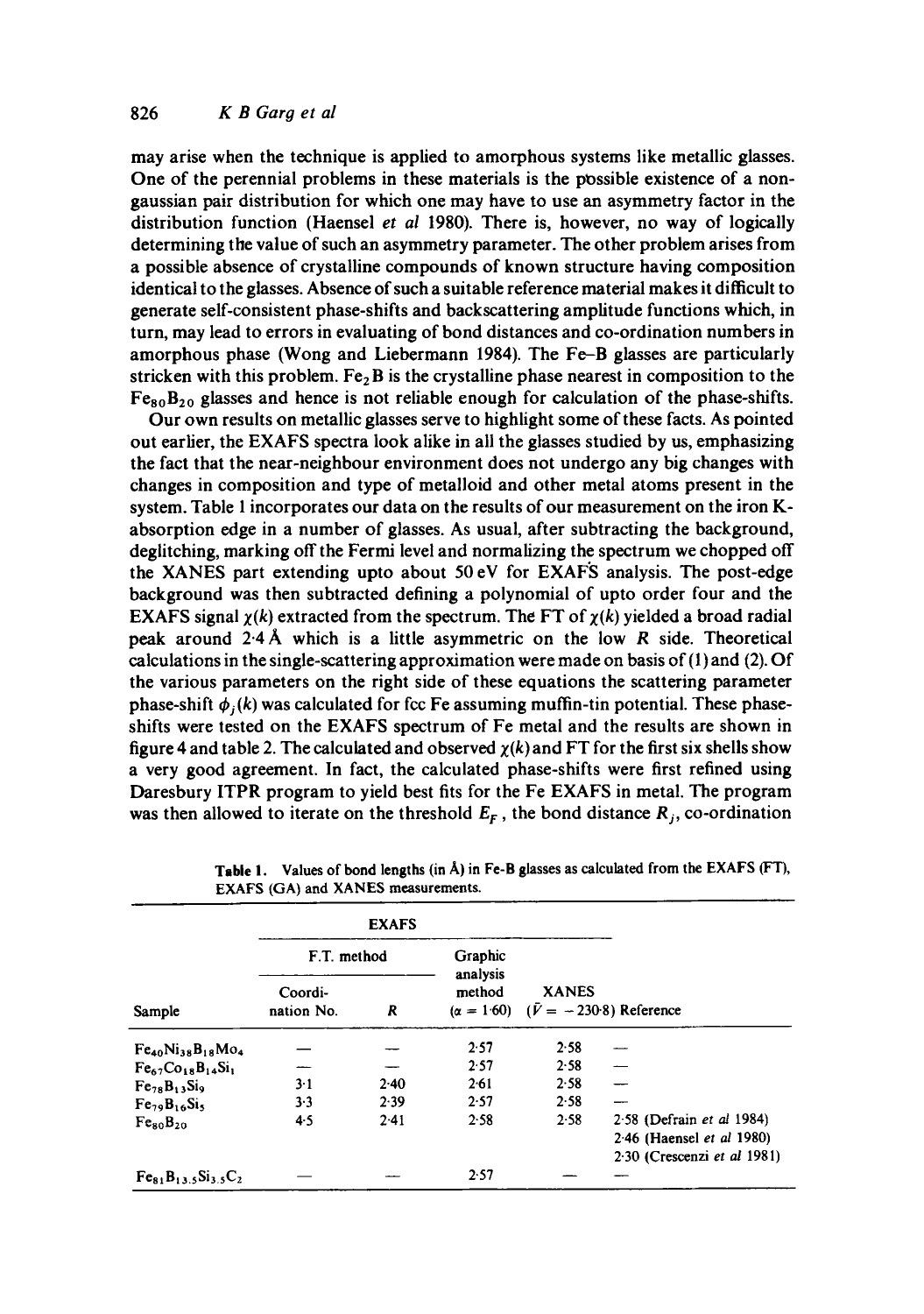may arise when the technique is applied to amorphous systems like metallic glasses. One of the perennial problems in these materials is the possible existence of a non-gaussian pair distribution for which one may have to use an asymmetry factor in the distribution function (Haensel *et al* 1980). There is, however, no way of logically determining the value of such an asymmetry parameter. The other problem arises from a possible absence of crystalline compounds of known structure having composition identical to the glasses. Absence of such a suitable reference material makes it difficult to generate self-consistent phase-shifts and backscattering amplitude functions which, in turn, may lead to errors in evaluating of bond distances and co-ordination numbers in amorphous phase (Wong and Liebermann 1984). The Fe–B glasses are particularly stricken with this problem. $Fe_2B$ is the crystalline phase nearest in composition to the $Fe_{80}B_{20}$ glasses and hence is not reliable enough for calculation of the phase-shifts.

Our own results on metallic glasses serve to highlight some of these facts. As pointed out earlier, the EXAFS spectra look alike in all the glasses studied by us, emphasizing the fact that the near-neighbour environment does not undergo any big changes with changes in composition and type of metalloid and other metal atoms present in the system. Table 1 incorporates our data on the results of our measurement on the iron K-absorption edge in a number of glasses. As usual, after subtracting the background, deglitching, marking off the Fermi level and normalizing the spectrum we chopped off the XANES part extending upto about 50 eV for EXAFS analysis. The post-edge background was then subtracted defining a polynomial of upto order four and the EXAFS signal $\chi(k)$ extracted from the spectrum. The FT of $\chi(k)$ yielded a broad radial peak around 2·4 Å which is a little asymmetric on the low $R$ side. Theoretical calculations in the single-scattering approximation were made on basis of (1) and (2). Of the various parameters on the right side of these equations the scattering parameter phase-shift $\phi_j(k)$ was calculated for fcc Fe assuming muffin-tin potential. These phase-shifts were tested on the EXAFS spectrum of Fe metal and the results are shown in figure 4 and table 2. The calculated and observed $\chi(k)$ and FT for the first six shells show a very good agreement. In fact, the calculated phase-shifts were first refined using Daresbury ITPR program to yield best fits for the Fe EXAFS in metal. The program was then allowed to iterate on the threshold $E_F$, the bond distance $R_j$, co-ordination

**Table 1.** Values of bond lengths (in Å) in Fe-B glasses as calculated from the EXAFS (FT), EXAFS (GA) and XANES measurements.

| Sample | EXAFS | | | | |
|---|---|---|---|---|---|
| | F.T. method | | Graphic analysis method | | |
| | Coordination No. | $R$ | ($\alpha = 1{\cdot}60$) | XANES ($\bar{V} = -230{\cdot}8$) | Reference |
| $Fe_{40}Ni_{38}B_{18}Mo_4$ | — | — | 2·57 | 2·58 | — |
| $Fe_{67}Co_{18}B_{14}Si_1$ | — | — | 2·57 | 2·58 | — |
| $Fe_{78}B_{13}Si_9$ | 3·1 | 2·40 | 2·61 | 2·58 | — |
| $Fe_{79}B_{16}Si_5$ | 3·3 | 2·39 | 2·57 | 2·58 | — |
| $Fe_{80}B_{20}$ | 4·5 | 2·41 | 2·58 | 2·58 | 2·58 (Defrain *et al* 1984) 2·46 (Haensel *et al* 1980) 2·30 (Crescenzi *et al* 1981) |
| $Fe_{81}B_{13.5}Si_{3.5}C_2$ | — | — | 2·57 | — | — |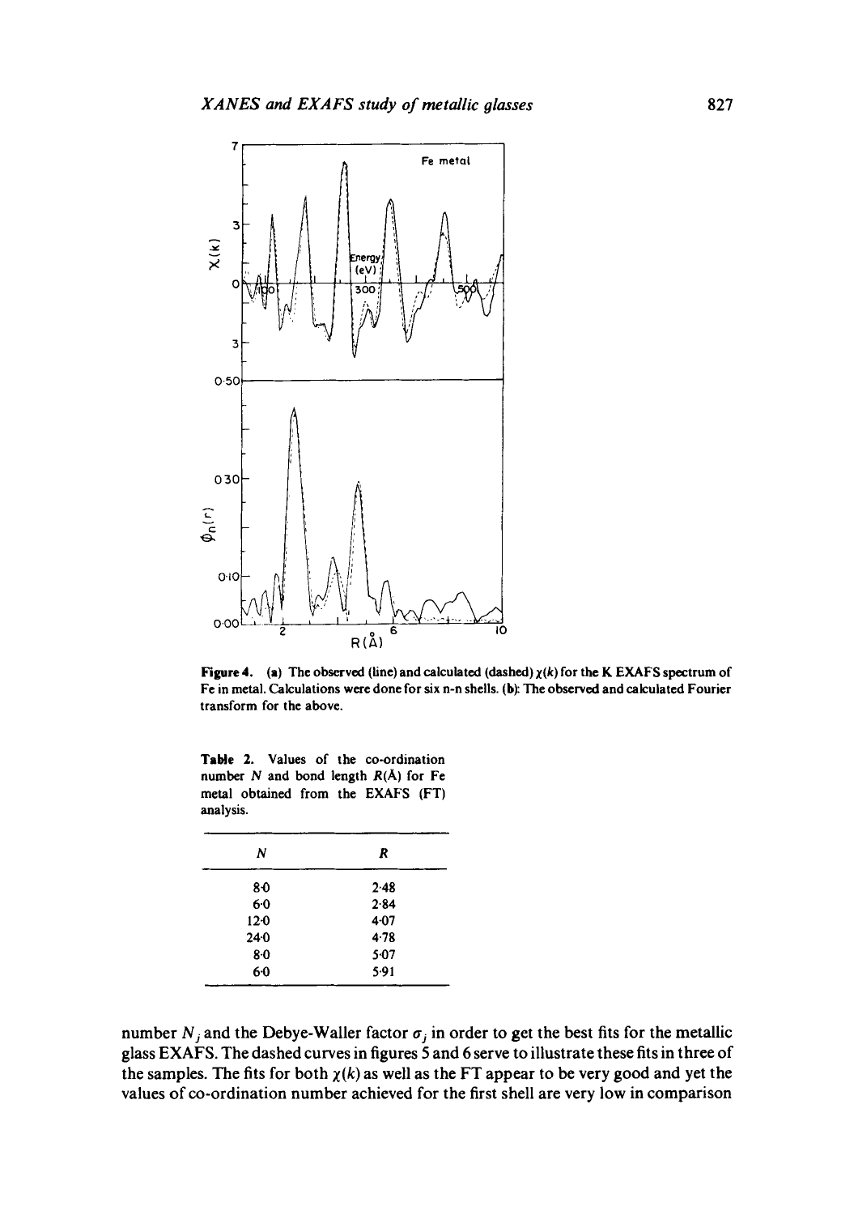**Figure 4.** (a) The observed (line) and calculated (dashed) $\chi(k)$ for the K EXAFS spectrum of Fe in metal. Calculations were done for six n-n shells. (b): The observed and calculated Fourier transform for the above.

**Table 2.** Values of the co-ordination number $N$ and bond length $R$(Å) for Fe metal obtained from the EXAFS (FT) analysis.

| $N$ | $R$ |
|---|---|
| 8·0 | 2·48 |
| 6·0 | 2·84 |
| 12·0 | 4·07 |
| 24·0 | 4·78 |
| 8·0 | 5·07 |
| 6·0 | 5·91 |

number $N_j$ and the Debye-Waller factor $\sigma_j$ in order to get the best fits for the metallic glass EXAFS. The dashed curves in figures 5 and 6 serve to illustrate these fits in three of the samples. The fits for both $\chi(k)$ as well as the FT appear to be very good and yet the values of co-ordination number achieved for the first shell are very low in comparison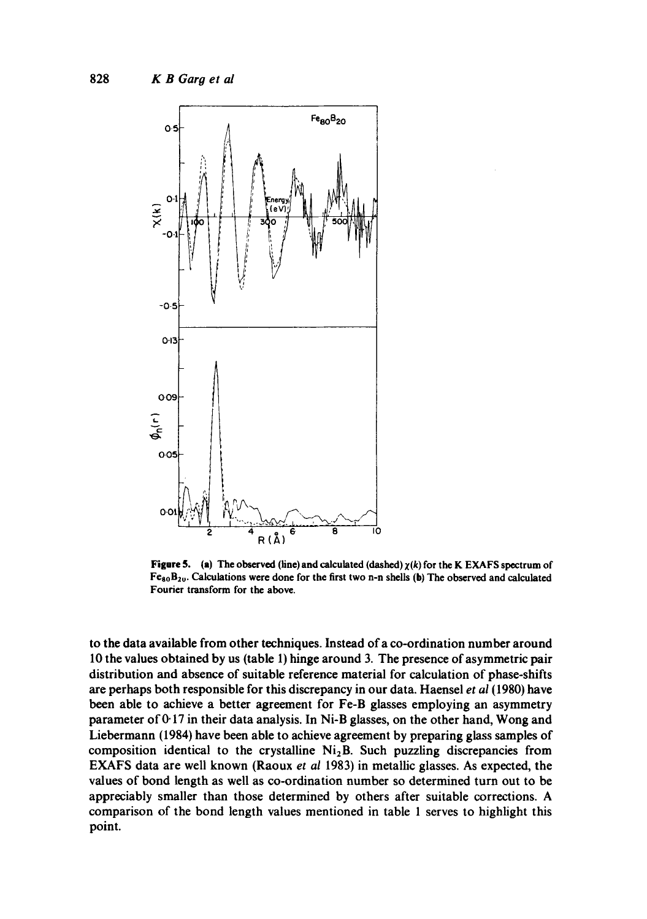**Figure 5.** (a) The observed (line) and calculated (dashed) $\chi(k)$ for the K EXAFS spectrum of $Fe_{80}B_{20}$. Calculations were done for the first two n-n shells (b) The observed and calculated Fourier transform for the above.

to the data available from other techniques. Instead of a co-ordination number around 10 the values obtained by us (table 1) hinge around 3. The presence of asymmetric pair distribution and absence of suitable reference material for calculation of phase-shifts are perhaps both responsible for this discrepancy in our data. Haensel *et al* (1980) have been able to achieve a better agreement for Fe-B glasses employing an asymmetry parameter of 0·17 in their data analysis. In Ni-B glasses, on the other hand, Wong and Liebermann (1984) have been able to achieve agreement by preparing glass samples of composition identical to the crystalline $Ni_2B$. Such puzzling discrepancies from EXAFS data are well known (Raoux *et al* 1983) in metallic glasses. As expected, the values of bond length as well as co-ordination number so determined turn out to be appreciably smaller than those determined by others after suitable corrections. A comparison of the bond length values mentioned in table 1 serves to highlight this point.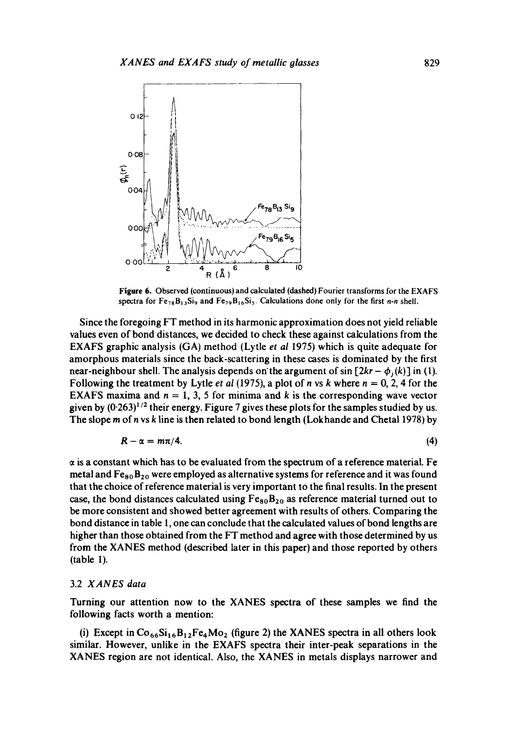Figure 6. Observed (continuous) and calculated (dashed) Fourier transforms for the EXAFS spectra for $Fe_{78}B_{13}Si_9$ and $Fe_{79}B_{16}Si_5$. Calculations done only for the first *n-n* shell.

Since the foregoing FT method in its harmonic approximation does not yield reliable values even of bond distances, we decided to check these against calculations from the EXAFS graphic analysis (GA) method (Lytle *et al* 1975) which is quite adequate for amorphous materials since the back-scattering in these cases is dominated by the first near-neighbour shell. The analysis depends on the argument of $\sin[2kr - \phi_j(k)]$ in (1). Following the treatment by Lytle *et al* (1975), a plot of $n$ vs $k$ where $n = 0, 2, 4$ for the EXAFS maxima and $n = 1, 3, 5$ for minima and $k$ is the corresponding wave vector given by $(0.263)^{1/2}$ their energy. Figure 7 gives these plots for the samples studied by us. The slope $m$ of $n$ vs $k$ line is then related to bond length (Lokhande and Chetal 1978) by

$$R - \alpha = m\pi/4. \tag{4}$$

$\alpha$ is a constant which has to be evaluated from the spectrum of a reference material. Fe metal and $Fe_{80}B_{20}$ were employed as alternative systems for reference and it was found that the choice of reference material is very important to the final results. In the present case, the bond distances calculated using $Fe_{80}B_{20}$ as reference material turned out to be more consistent and showed better agreement with results of others. Comparing the bond distance in table 1, one can conclude that the calculated values of bond lengths are higher than those obtained from the FT method and agree with those determined by us from the XANES method (described later in this paper) and those reported by others (table 1).

### 3.2 *XANES data*

Turning our attention now to the XANES spectra of these samples we find the following facts worth a mention:

(i) Except in $Co_{66}Si_{16}B_{12}Fe_4Mo_2$ (figure 2) the XANES spectra in all others look similar. However, unlike in the EXAFS spectra their inter-peak separations in the XANES region are not identical. Also, the XANES in metals displays narrower and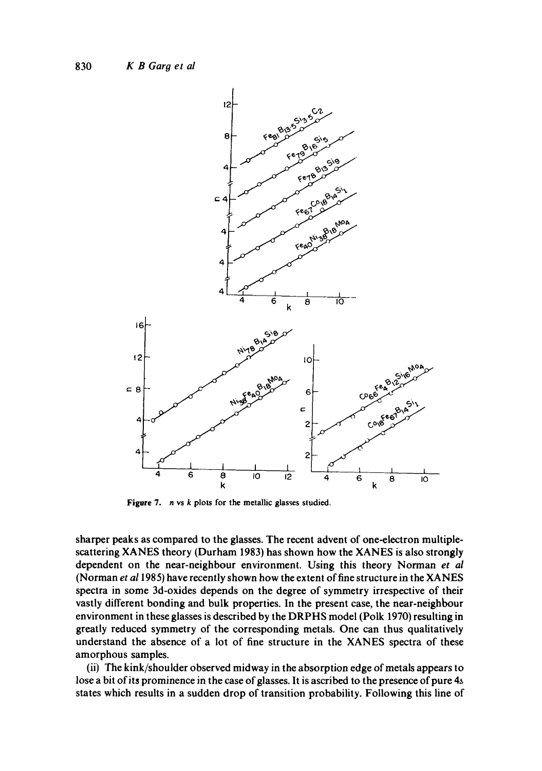Figure 7. $n$ vs $k$ plots for the metallic glasses studied.

sharper peaks as compared to the glasses. The recent advent of one-electron multiple-scattering XANES theory (Durham 1983) has shown how the XANES is also strongly dependent on the near-neighbour environment. Using this theory Norman *et al* (Norman *et al* 1985) have recently shown how the extent of fine structure in the XANES spectra in some 3d-oxides depends on the degree of symmetry irrespective of their vastly different bonding and bulk properties. In the present case, the near-neighbour environment in these glasses is described by the DRPHS model (Polk 1970) resulting in greatly reduced symmetry of the corresponding metals. One can thus qualitatively understand the absence of a lot of fine structure in the XANES spectra of these amorphous samples.

(ii) The kink/shoulder observed midway in the absorption edge of metals appears to lose a bit of its prominence in the case of glasses. It is ascribed to the presence of pure 4s states which results in a sudden drop of transition probability. Following this line of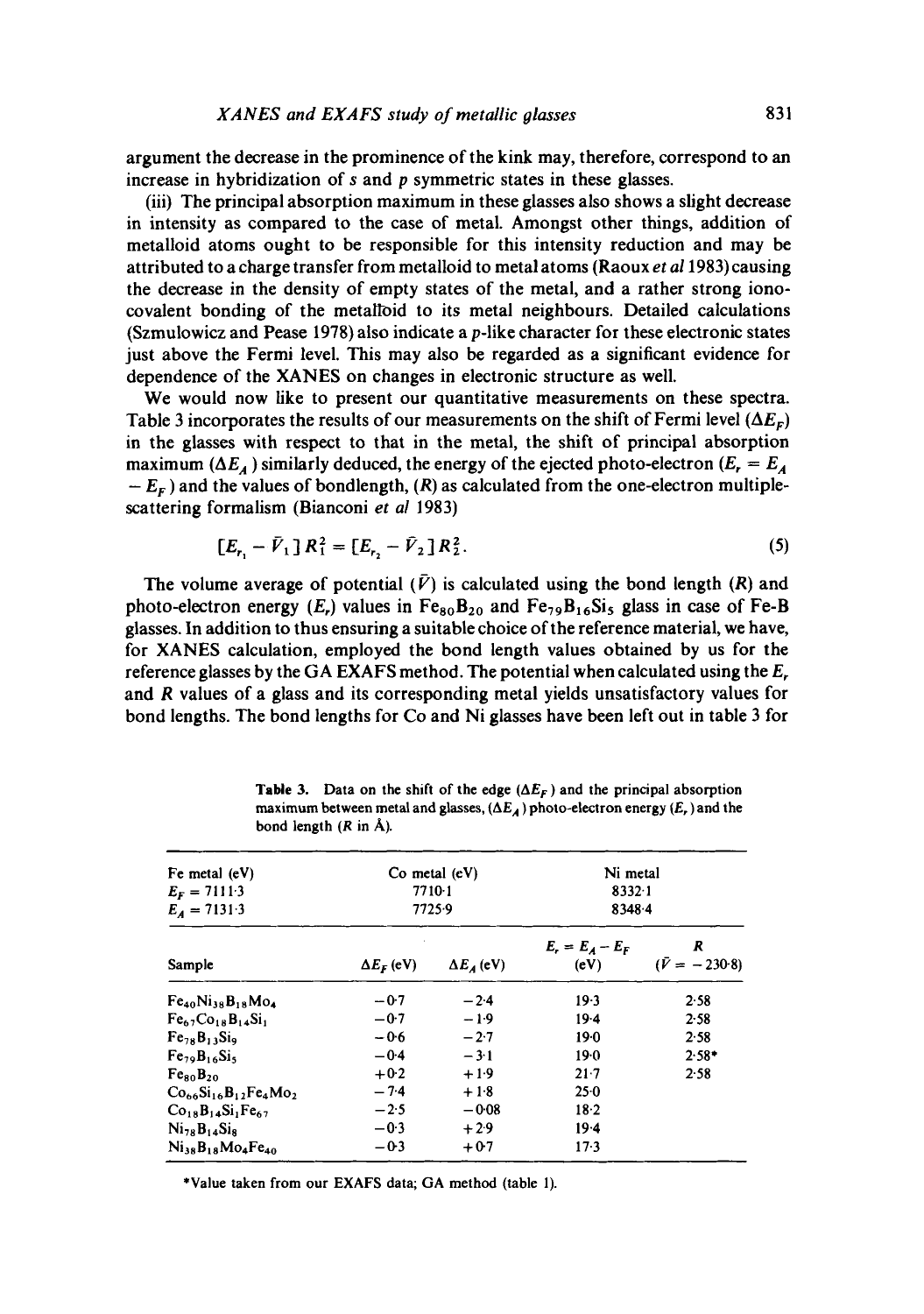argument the decrease in the prominence of the kink may, therefore, correspond to an increase in hybridization of *s* and *p* symmetric states in these glasses.

(iii) The principal absorption maximum in these glasses also shows a slight decrease in intensity as compared to the case of metal. Amongst other things, addition of metalloid atoms ought to be responsible for this intensity reduction and may be attributed to a charge transfer from metalloid to metal atoms (Raoux *et al* 1983) causing the decrease in the density of empty states of the metal, and a rather strong iono-covalent bonding of the metalloid to its metal neighbours. Detailed calculations (Szmulowicz and Pease 1978) also indicate a *p*-like character for these electronic states just above the Fermi level. This may also be regarded as a significant evidence for dependence of the XANES on changes in electronic structure as well.

We would now like to present our quantitative measurements on these spectra. Table 3 incorporates the results of our measurements on the shift of Fermi level ($\Delta E_F$) in the glasses with respect to that in the metal, the shift of principal absorption maximum ($\Delta E_A$) similarly deduced, the energy of the ejected photo-electron ($E_r = E_A - E_F$) and the values of bondlength, ($R$) as calculated from the one-electron multiple-scattering formalism (Bianconi *et al* 1983)

$$[E_{r_1} - \bar{V}_1] R_1^2 = [E_{r_2} - \bar{V}_2] R_2^2. \tag{5}$$

The volume average of potential ($\bar{V}$) is calculated using the bond length ($R$) and photo-electron energy ($E_r$) values in $Fe_{80}B_{20}$ and $Fe_{79}B_{16}Si_5$ glass in case of Fe-B glasses. In addition to thus ensuring a suitable choice of the reference material, we have, for XANES calculation, employed the bond length values obtained by us for the reference glasses by the GA EXAFS method. The potential when calculated using the $E_r$ and $R$ values of a glass and its corresponding metal yields unsatisfactory values for bond lengths. The bond lengths for Co and Ni glasses have been left out in table 3 for

**Table 3.** Data on the shift of the edge ($\Delta E_F$) and the principal absorption maximum between metal and glasses, ($\Delta E_A$) photo-electron energy ($E_r$) and the bond length ($R$ in Å).

| Fe metal (eV) $E_F = 7111{\cdot}3$ $E_A = 7131{\cdot}3$ | Co metal (eV) 7710·1 7725·9 | | Ni metal 8332·1 8348·4 | |
|---|---|---|---|---|
| Sample | $\Delta E_F$ (eV) | $\Delta E_A$ (eV) | $E_r = E_A - E_F$ (eV) | $R$ ($\bar{V} = -230{\cdot}8$) |
| $Fe_{40}Ni_{38}B_{18}Mo_4$ | −0·7 | −2·4 | 19·3 | 2·58 |
| $Fe_{67}Co_{18}B_{14}Si_1$ | −0·7 | −1·9 | 19·4 | 2·58 |
| $Fe_{78}B_{13}Si_9$ | −0·6 | −2·7 | 19·0 | 2·58 |
| $Fe_{79}B_{16}Si_5$ | −0·4 | −3·1 | 19·0 | 2·58* |
| $Fe_{80}B_{20}$ | +0·2 | +1·9 | 21·7 | 2·58 |
| $Co_{66}Si_{16}B_{12}Fe_4Mo_2$ | −7·4 | +1·8 | 25·0 | |
| $Co_{18}B_{14}Si_1Fe_{67}$ | −2·5 | −0·08 | 18·2 | |
| $Ni_{78}B_{14}Si_8$ | −0·3 | +2·9 | 19·4 | |
| $Ni_{38}B_{18}Mo_4Fe_{40}$ | −0·3 | +0·7 | 17·3 | |

*Value taken from our EXAFS data; GA method (table 1).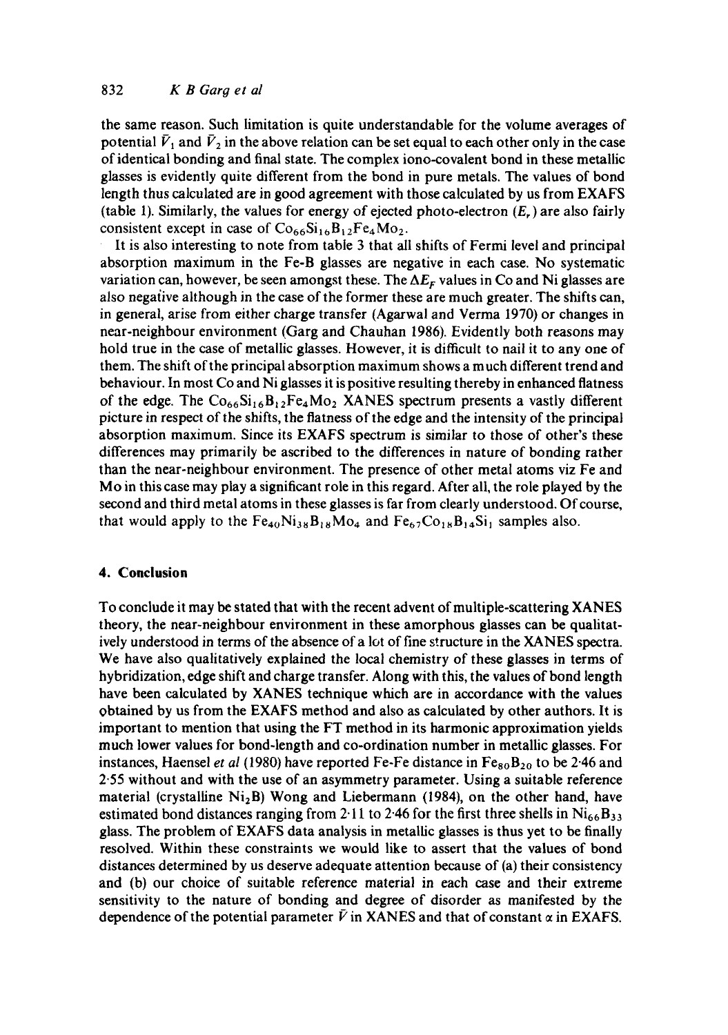the same reason. Such limitation is quite understandable for the volume averages of potential $\bar{V}_1$ and $\bar{V}_2$ in the above relation can be set equal to each other only in the case of identical bonding and final state. The complex iono-covalent bond in these metallic glasses is evidently quite different from the bond in pure metals. The values of bond length thus calculated are in good agreement with those calculated by us from EXAFS (table 1). Similarly, the values for energy of ejected photo-electron ($E_r$) are also fairly consistent except in case of $Co_{66}Si_{16}B_{12}Fe_4Mo_2$.

It is also interesting to note from table 3 that all shifts of Fermi level and principal absorption maximum in the Fe-B glasses are negative in each case. No systematic variation can, however, be seen amongst these. The $\Delta E_F$ values in Co and Ni glasses are also negative although in the case of the former these are much greater. The shifts can, in general, arise from either charge transfer (Agarwal and Verma 1970) or changes in near-neighbour environment (Garg and Chauhan 1986). Evidently both reasons may hold true in the case of metallic glasses. However, it is difficult to nail it to any one of them. The shift of the principal absorption maximum shows a much different trend and behaviour. In most Co and Ni glasses it is positive resulting thereby in enhanced flatness of the edge. The $Co_{66}Si_{16}B_{12}Fe_4Mo_2$ XANES spectrum presents a vastly different picture in respect of the shifts, the flatness of the edge and the intensity of the principal absorption maximum. Since its EXAFS spectrum is similar to those of other's these differences may primarily be ascribed to the differences in nature of bonding rather than the near-neighbour environment. The presence of other metal atoms viz Fe and Mo in this case may play a significant role in this regard. After all, the role played by the second and third metal atoms in these glasses is far from clearly understood. Of course, that would apply to the $Fe_{40}Ni_{38}B_{18}Mo_4$ and $Fe_{67}Co_{18}B_{14}Si_1$ samples also.

## 4. Conclusion

To conclude it may be stated that with the recent advent of multiple-scattering XANES theory, the near-neighbour environment in these amorphous glasses can be qualitatively understood in terms of the absence of a lot of fine structure in the XANES spectra. We have also qualitatively explained the local chemistry of these glasses in terms of hybridization, edge shift and charge transfer. Along with this, the values of bond length have been calculated by XANES technique which are in accordance with the values obtained by us from the EXAFS method and also as calculated by other authors. It is important to mention that using the FT method in its harmonic approximation yields much lower values for bond-length and co-ordination number in metallic glasses. For instances, Haensel *et al* (1980) have reported Fe-Fe distance in $Fe_{80}B_{20}$ to be 2·46 and 2·55 without and with the use of an asymmetry parameter. Using a suitable reference material (crystalline $Ni_2B$) Wong and Liebermann (1984), on the other hand, have estimated bond distances ranging from 2·11 to 2·46 for the first three shells in $Ni_{66}B_{33}$ glass. The problem of EXAFS data analysis in metallic glasses is thus yet to be finally resolved. Within these constraints we would like to assert that the values of bond distances determined by us deserve adequate attention because of (a) their consistency and (b) our choice of suitable reference material in each case and their extreme sensitivity to the nature of bonding and degree of disorder as manifested by the dependence of the potential parameter $\bar{V}$ in XANES and that of constant $\alpha$ in EXAFS.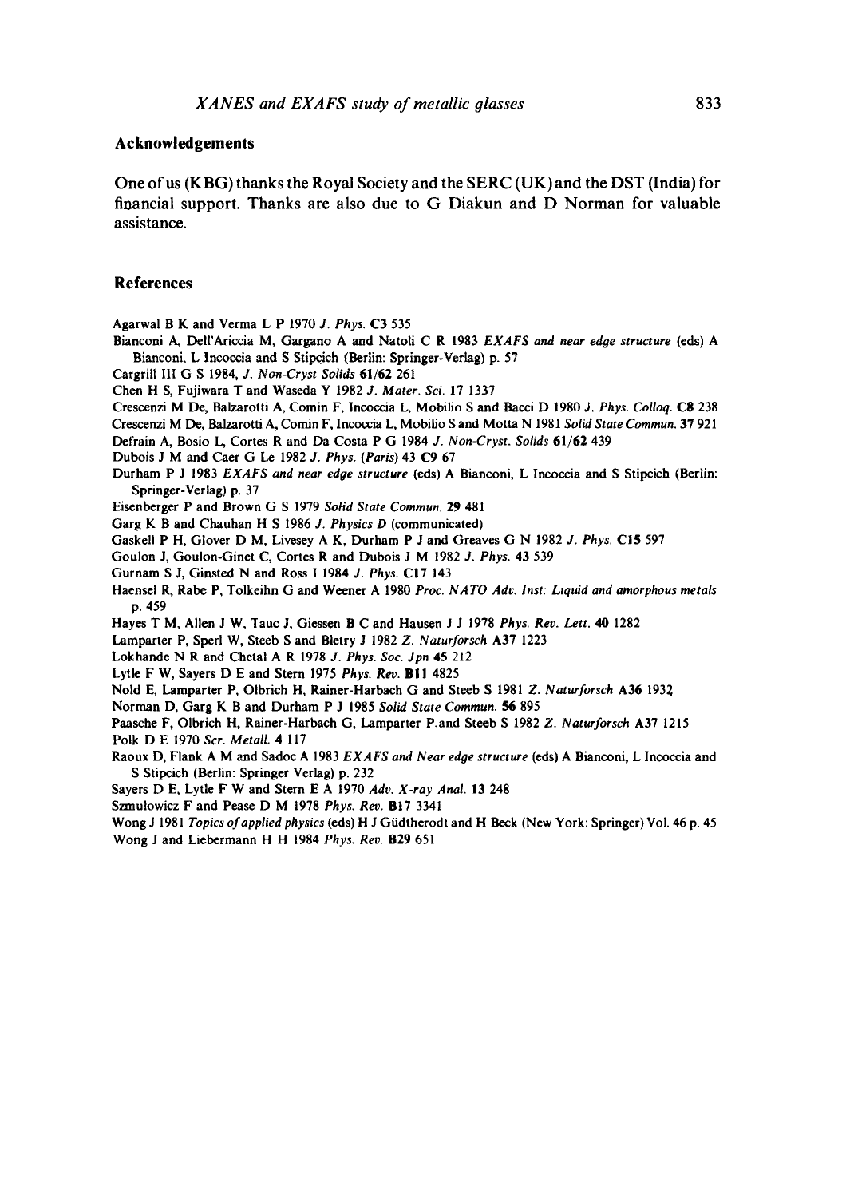## Acknowledgements

One of us (KBG) thanks the Royal Society and the SERC (UK) and the DST (India) for financial support. Thanks are also due to G Diakun and D Norman for valuable assistance.

## References

Agarwal B K and Verma L P 1970 *J. Phys.* **C3** 535

Bianconi A, Dell'Ariccia M, Gargano A and Natoli C R 1983 *EXAFS and near edge structure* (eds) A Bianconi, L Incoccia and S Stipcich (Berlin: Springer-Verlag) p. 57

Cargrill III G S 1984, *J. Non-Cryst Solids* **61/62** 261

Chen H S, Fujiwara T and Waseda Y 1982 *J. Mater. Sci.* **17** 1337

Crescenzi M De, Balzarotti A, Comin F, Incoccia L, Mobilio S and Bacci D 1980 *J. Phys. Colloq.* **C8** 238

Crescenzi M De, Balzarotti A, Comin F, Incoccia L, Mobilio S and Motta N 1981 *Solid State Commun.* **37** 921

Defrain A, Bosio L, Cortes R and Da Costa P G 1984 *J. Non-Cryst. Solids* **61/62** 439

Dubois J M and Caer G Le 1982 *J. Phys. (Paris)* 43 **C9** 67

Durham P J 1983 *EXAFS and near edge structure* (eds) A Bianconi, L Incoccia and S Stipcich (Berlin: Springer-Verlag) p. 37

Eisenberger P and Brown G S 1979 *Solid State Commun.* **29** 481

Garg K B and Chauhan H S 1986 *J. Physics D* (communicated)

Gaskell P H, Glover D M, Livesey A K, Durham P J and Greaves G N 1982 *J. Phys.* **C15** 597

Goulon J, Goulon-Ginet C, Cortes R and Dubois J M 1982 *J. Phys.* **43** 539

Gurnam S J, Ginsted N and Ross I 1984 *J. Phys.* **C17** 143

Haensel R, Rabe P, Tolkeihn G and Weener A 1980 *Proc. NATO Adv. Inst: Liquid and amorphous metals* p. 459

Hayes T M, Allen J W, Tauc J, Giessen B C and Hausen J J 1978 *Phys. Rev. Lett.* **40** 1282

Lamparter P, Sperl W, Steeb S and Bletry J 1982 *Z. Naturforsch* **A37** 1223

Lokhande N R and Chetal A R 1978 *J. Phys. Soc. Jpn* **45** 212

Lytle F W, Sayers D E and Stern 1975 *Phys. Rev.* **B11** 4825

Nold E, Lamparter P, Olbrich H, Rainer-Harbach G and Steeb S 1981 *Z. Naturforsch* **A36** 1932

Norman D, Garg K B and Durham P J 1985 *Solid State Commun.* **56** 895

Paasche F, Olbrich H, Rainer-Harbach G, Lamparter P. and Steeb S 1982 *Z. Naturforsch* **A37** 1215

Polk D E 1970 *Scr. Metall.* **4** 117

Raoux D, Flank A M and Sadoc A 1983 *EXAFS and Near edge structure* (eds) A Bianconi, L Incoccia and S Stipcich (Berlin: Springer Verlag) p. 232

Sayers D E, Lytle F W and Stern E A 1970 *Adv. X-ray Anal.* **13** 248

Szmulowicz F and Pease D M 1978 *Phys. Rev.* **B17** 3341

Wong J 1981 *Topics of applied physics* (eds) H J Güdtherodt and H Beck (New York: Springer) Vol. 46 p. 45

Wong J and Liebermann H H 1984 *Phys. Rev.* **B29** 651